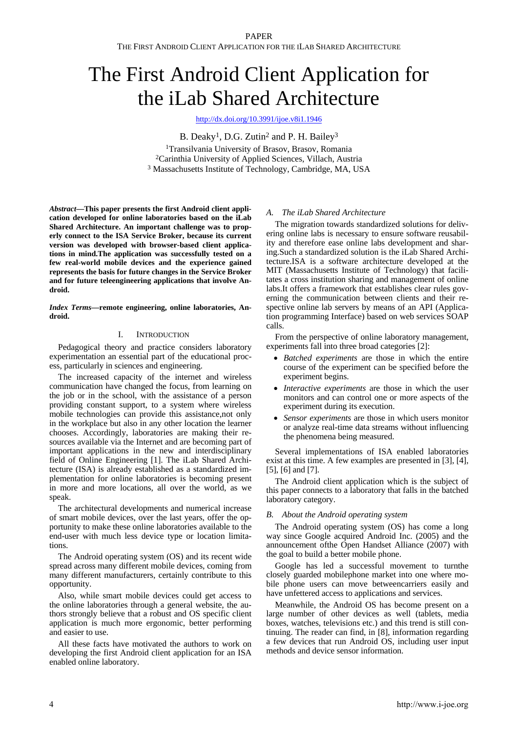# The First Android Client Application for the iLab Shared Architecture

http://dx.doi.org/10.3991/ijoe.v8i1.1946

B. Deaky[1], D.G. Zutin[2] and P. H. Bailey[3]

[1]Transilvania University of Brasov, Brasov, Romania
[2]Carinthia University of Applied Sciences, Villach, Austria
[3] Massachusetts Institute of Technology, Cambridge, MA, USA

***Abstract*—This paper presents the first Android client application developed for online laboratories based on the iLab Shared Architecture. An important challenge was to properly connect to the ISA Service Broker, because its current version was developed with browser-based client applications in mind.The application was successfully tested on a few real-world mobile devices and the experience gained represents the basis for future changes in the Service Broker and for future teleengineering applications that involve Android.**

***Index Terms*—remote engineering, online laboratories, Android.**

## I. Introduction

Pedagogical theory and practice considers laboratory experimentation an essential part of the educational process, particularly in sciences and engineering.

The increased capacity of the internet and wireless communication have changed the focus, from learning on the job or in the school, with the assistance of a person providing constant support, to a system where wireless mobile technologies can provide this assistance,not only in the workplace but also in any other location the learner chooses. Accordingly, laboratories are making their resources available via the Internet and are becoming part of important applications in the new and interdisciplinary field of Online Engineering [1]. The iLab Shared Architecture (ISA) is already established as a standardized implementation for online laboratories is becoming present in more and more locations, all over the world, as we speak.

The architectural developments and numerical increase of smart mobile devices, over the last years, offer the opportunity to make these online laboratories available to the end-user with much less device type or location limitations.

The Android operating system (OS) and its recent wide spread across many different mobile devices, coming from many different manufacturers, certainly contribute to this opportunity.

Also, while smart mobile devices could get access to the online laboratories through a general website, the authors strongly believe that a robust and OS specific client application is much more ergonomic, better performing and easier to use.

All these facts have motivated the authors to work on developing the first Android client application for an ISA enabled online laboratory.

### A. The iLab Shared Architecture

The migration towards standardized solutions for delivering online labs is necessary to ensure software reusability and therefore ease online labs development and sharing.Such a standardized solution is the iLab Shared Architecture.ISA is a software architecture developed at the MIT (Massachusetts Institute of Technology) that facilitates a cross institution sharing and management of online labs.It offers a framework that establishes clear rules governing the communication between clients and their respective online lab servers by means of an API (Application programming Interface) based on web services SOAP calls.

From the perspective of online laboratory management, experiments fall into three broad categories [2]:

- *Batched experiments* are those in which the entire course of the experiment can be specified before the experiment begins.
- *Interactive experiments* are those in which the user monitors and can control one or more aspects of the experiment during its execution.
- *Sensor experiments* are those in which users monitor or analyze real-time data streams without influencing the phenomena being measured.

Several implementations of ISA enabled laboratories exist at this time. A few examples are presented in [3], [4], [5], [6] and [7].

The Android client application which is the subject of this paper connects to a laboratory that falls in the batched laboratory category.

### B. About the Android operating system

The Android operating system (OS) has come a long way since Google acquired Android Inc. (2005) and the announcement ofthe Open Handset Alliance (2007) with the goal to build a better mobile phone.

Google has led a successful movement to turnthe closely guarded mobilephone market into one where mobile phone users can move betweencarriers easily and have unfettered access to applications and services.

Meanwhile, the Android OS has become present on a large number of other devices as well (tablets, media boxes, watches, televisions etc.) and this trend is still continuing. The reader can find, in [8], information regarding a few devices that run Android OS, including user input methods and device sensor information.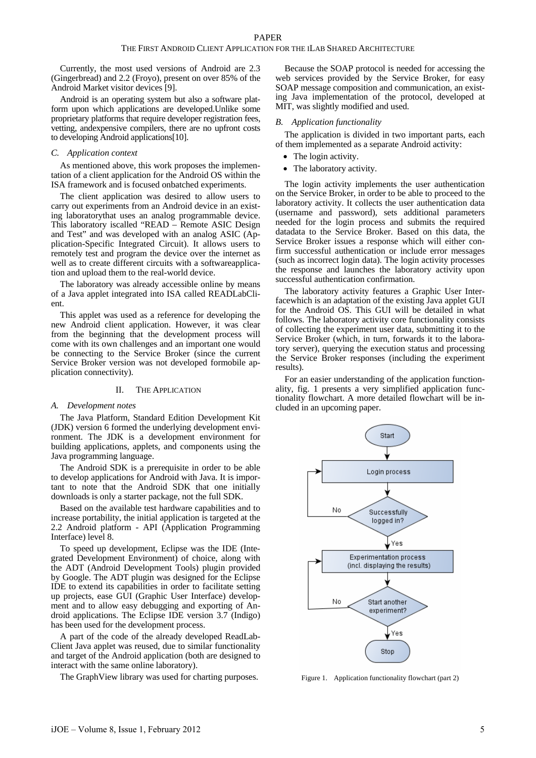Currently, the most used versions of Android are 2.3 (Gingerbread) and 2.2 (Froyo), present on over 85% of the Android Market visitor devices [9].

Android is an operating system but also a software platform upon which applications are developed.Unlike some proprietary platforms that require developer registration fees, vetting, andexpensive compilers, there are no upfront costs to developing Android applications[10].

### C. Application context

As mentioned above, this work proposes the implementation of a client application for the Android OS within the ISA framework and is focused onbatched experiments.

The client application was desired to allow users to carry out experiments from an Android device in an existing laboratorythat uses an analog programmable device. This laboratory iscalled "READ – Remote ASIC Design and Test" and was developed with an analog ASIC (Application-Specific Integrated Circuit). It allows users to remotely test and program the device over the internet as well as to create different circuits with a softwareapplication and upload them to the real-world device.

The laboratory was already accessible online by means of a Java applet integrated into ISA called READLabClient.

This applet was used as a reference for developing the new Android client application. However, it was clear from the beginning that the development process will come with its own challenges and an important one would be connecting to the Service Broker (since the current Service Broker version was not developed formobile application connectivity).

## II. The Application

### A. Development notes

The Java Platform, Standard Edition Development Kit (JDK) version 6 formed the underlying development environment. The JDK is a development environment for building applications, applets, and components using the Java programming language.

The Android SDK is a prerequisite in order to be able to develop applications for Android with Java. It is important to note that the Android SDK that one initially downloads is only a starter package, not the full SDK.

Based on the available test hardware capabilities and to increase portability, the initial application is targeted at the 2.2 Android platform - API (Application Programming Interface) level 8.

To speed up development, Eclipse was the IDE (Integrated Development Environment) of choice, along with the ADT (Android Development Tools) plugin provided by Google. The ADT plugin was designed for the Eclipse IDE to extend its capabilities in order to facilitate setting up projects, ease GUI (Graphic User Interface) development and to allow easy debugging and exporting of Android applications. The Eclipse IDE version 3.7 (Indigo) has been used for the development process.

A part of the code of the already developed ReadLabClient Java applet was reused, due to similar functionality and target of the Android application (both are designed to interact with the same online laboratory).

The GraphView library was used for charting purposes.

Because the SOAP protocol is needed for accessing the web services provided by the Service Broker, for easy SOAP message composition and communication, an existing Java implementation of the protocol, developed at MIT, was slightly modified and used.

### B. Application functionality

The application is divided in two important parts, each of them implemented as a separate Android activity:

- The login activity.
- The laboratory activity.

The login activity implements the user authentication on the Service Broker, in order to be able to proceed to the laboratory activity. It collects the user authentication data (username and password), sets additional parameters needed for the login process and submits the required datadata to the Service Broker. Based on this data, the Service Broker issues a response which will either confirm successful authentication or include error messages (such as incorrect login data). The login activity processes the response and launches the laboratory activity upon successful authentication confirmation.

The laboratory activity features a Graphic User Interfacewhich is an adaptation of the existing Java applet GUI for the Android OS. This GUI will be detailed in what follows. The laboratory activity core functionality consists of collecting the experiment user data, submitting it to the Service Broker (which, in turn, forwards it to the laboratory server), querying the execution status and processing the Service Broker responses (including the experiment results).

For an easier understanding of the application functionality, fig. 1 presents a very simplified application functionality flowchart. A more detailed flowchart will be included in an upcoming paper.

Start

Login process

Successfully logged in?

No

Yes

Experimentation process (incl. displaying the results)

Start another experiment?

No

Yes

Stop

Figure 1. Application functionality flowchart (part 2)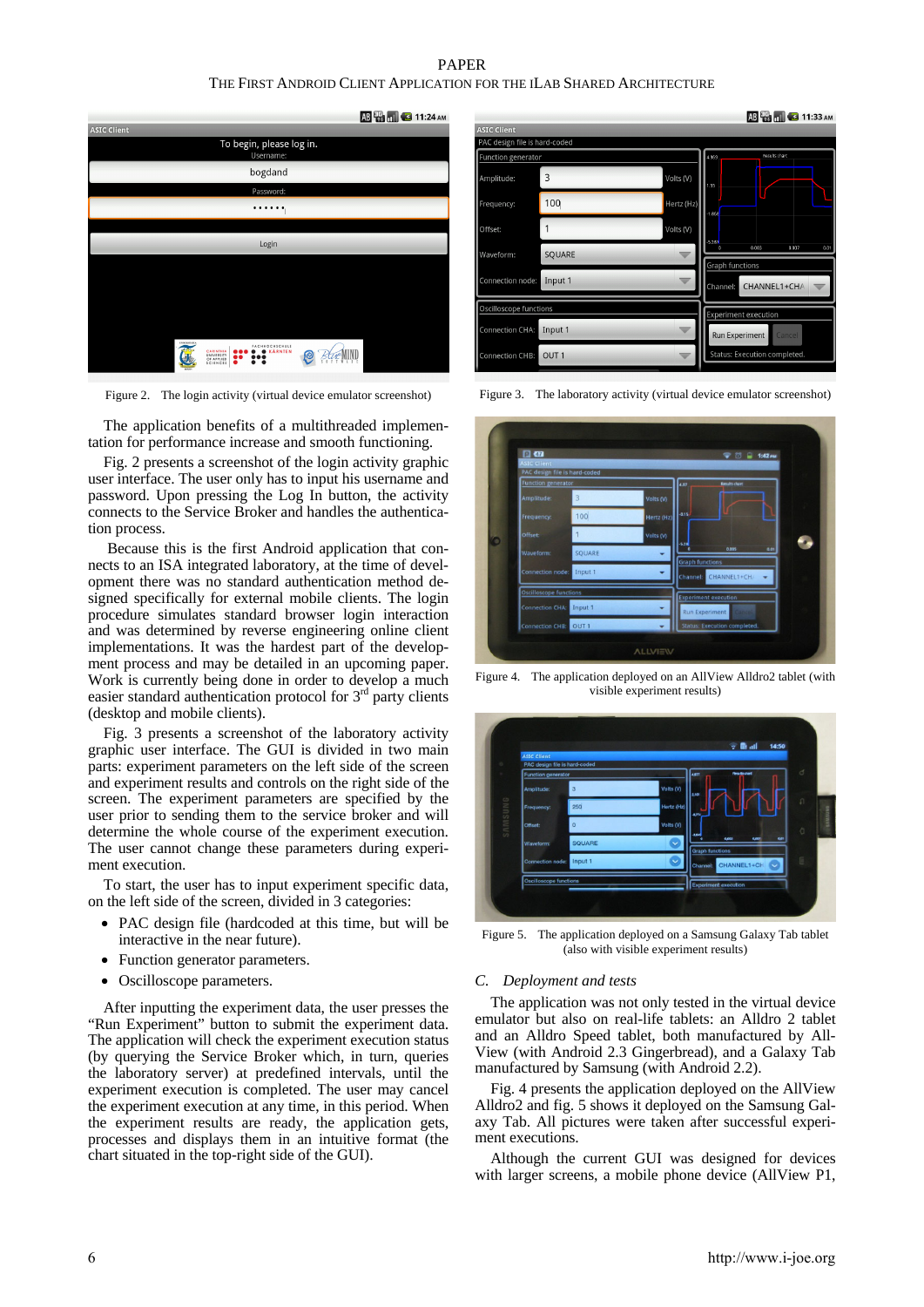Figure 2. The login activity (virtual device emulator screenshot)

Figure 3. The laboratory activity (virtual device emulator screenshot)

The application benefits of a multithreaded implementation for performance increase and smooth functioning.

Fig. 2 presents a screenshot of the login activity graphic user interface. The user only has to input his username and password. Upon pressing the Log In button, the activity connects to the Service Broker and handles the authentication process.

Because this is the first Android application that connects to an ISA integrated laboratory, at the time of development there was no standard authentication method designed specifically for external mobile clients. The login procedure simulates standard browser login interaction and was determined by reverse engineering online client implementations. It was the hardest part of the development process and may be detailed in an upcoming paper. Work is currently being done in order to develop a much easier standard authentication protocol for 3rd party clients (desktop and mobile clients).

Fig. 3 presents a screenshot of the laboratory activity graphic user interface. The GUI is divided in two main parts: experiment parameters on the left side of the screen and experiment results and controls on the right side of the screen. The experiment parameters are specified by the user prior to sending them to the service broker and will determine the whole course of the experiment execution. The user cannot change these parameters during experiment execution.

To start, the user has to input experiment specific data, on the left side of the screen, divided in 3 categories:

- PAC design file (hardcoded at this time, but will be interactive in the near future).
- Function generator parameters.
- Oscilloscope parameters.

After inputting the experiment data, the user presses the "Run Experiment" button to submit the experiment data. The application will check the experiment execution status (by querying the Service Broker which, in turn, queries the laboratory server) at predefined intervals, until the experiment execution is completed. The user may cancel the experiment execution at any time, in this period. When the experiment results are ready, the application gets, processes and displays them in an intuitive format (the chart situated in the top-right side of the GUI).

Figure 4. The application deployed on an AllView Alldro2 tablet (with visible experiment results)

Figure 5. The application deployed on a Samsung Galaxy Tab tablet (also with visible experiment results)

### C. Deployment and tests

The application was not only tested in the virtual device emulator but also on real-life tablets: an Alldro 2 tablet and an Alldro Speed tablet, both manufactured by AllView (with Android 2.3 Gingerbread), and a Galaxy Tab manufactured by Samsung (with Android 2.2).

Fig. 4 presents the application deployed on the AllView Alldro2 tablet and fig. 5 shows it deployed on the Samsung Galaxy Tab. All pictures were taken after successful experiment executions.

Although the current GUI was designed for devices with larger screens, a mobile phone device (AllView P1,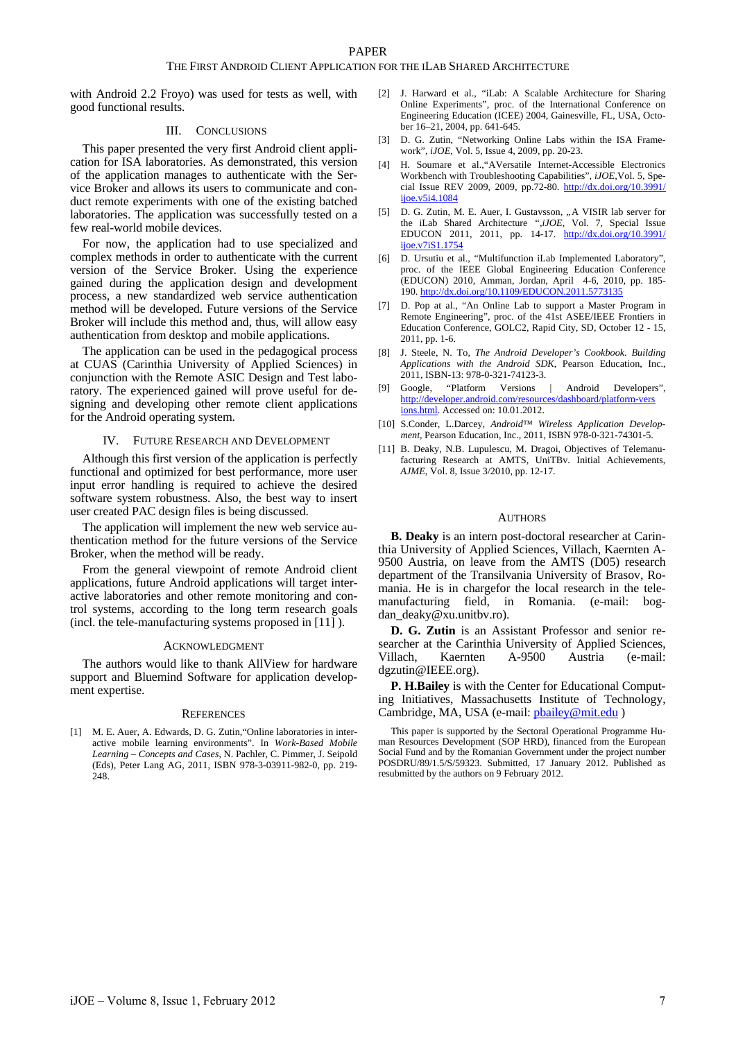with Android 2.2 Froyo) was used for tests as well, with good functional results.

## III. Conclusions

This paper presented the very first Android client application for ISA laboratories. As demonstrated, this version of the application manages to authenticate with the Service Broker and allows its users to communicate and conduct remote experiments with one of the existing batched laboratories. The application was successfully tested on a few real-world mobile devices.

For now, the application had to use specialized and complex methods in order to authenticate with the current version of the Service Broker. Using the experience gained during the application design and development process, a new standardized web service authentication method will be developed. Future versions of the Service Broker will include this method and, thus, will allow easy authentication from desktop and mobile applications.

The application can be used in the pedagogical process at CUAS (Carinthia University of Applied Sciences) in conjunction with the Remote ASIC Design and Test laboratory. The experienced gained will prove useful for designing and developing other remote client applications for the Android operating system.

## IV. Future Research and Development

Although this first version of the application is perfectly functional and optimized for best performance, more user input error handling is required to achieve the desired software system robustness. Also, the best way to insert user created PAC design files is being discussed.

The application will implement the new web service authentication method for the future versions of the Service Broker, when the method will be ready.

From the general viewpoint of remote Android client applications, future Android applications will target interactive laboratories and other remote monitoring and control systems, according to the long term research goals (incl. the tele-manufacturing systems proposed in [11] ).

## Acknowledgment

The authors would like to thank AllView for hardware support and Bluemind Software for application development expertise.

## References

[1] M. E. Auer, A. Edwards, D. G. Zutin,"Online laboratories in interactive mobile learning environments". In *Work-Based Mobile Learning – Concepts and Cases*, N. Pachler, C. Pimmer, J. Seipold (Eds), Peter Lang AG, 2011, ISBN 978-3-03911-982-0, pp. 219-248.

[2] J. Harward et al., "iLab: A Scalable Architecture for Sharing Online Experiments", proc. of the International Conference on Engineering Education (ICEE) 2004, Gainesville, FL, USA, October 16–21, 2004, pp. 641-645.

[3] D. G. Zutin, "Networking Online Labs within the ISA Framework", *iJOE*, Vol. 5, Issue 4, 2009, pp. 20-23.

[4] H. Soumare et al.,"AVersatile Internet-Accessible Electronics Workbench with Troubleshooting Capabilities", *iJOE*,Vol. 5, Special Issue REV 2009, 2009, pp.72-80. http://dx.doi.org/10.3991/ijoe.v5i4.1084

[5] D. G. Zutin, M. E. Auer, I. Gustavsson, „A VISIR lab server for the iLab Shared Architecture ",*iJOE*, Vol. 7, Special Issue EDUCON 2011, 2011, pp. 14-17. http://dx.doi.org/10.3991/ijoe.v7iS1.1754

[6] D. Ursutiu et al., "Multifunction iLab Implemented Laboratory", proc. of the IEEE Global Engineering Education Conference (EDUCON) 2010, Amman, Jordan, April 4-6, 2010, pp. 185-190. http://dx.doi.org/10.1109/EDUCON.2011.5773135

[7] D. Pop at al., "An Online Lab to support a Master Program in Remote Engineering", proc. of the 41st ASEE/IEEE Frontiers in Education Conference, GOLC2, Rapid City, SD, October 12 - 15, 2011, pp. 1-6.

[8] J. Steele, N. To, *The Android Developer's Cookbook. Building Applications with the Android SDK*, Pearson Education, Inc., 2011, ISBN-13: 978-0-321-74123-3.

[9] Google, "Platform Versions | Android Developers", http://developer.android.com/resources/dashboard/platform-versions.html. Accessed on: 10.01.2012.

[10] S.Conder, L.Darcey, *Android™ Wireless Application Development*, Pearson Education, Inc., 2011, ISBN 978-0-321-74301-5.

[11] B. Deaky, N.B. Lupulescu, M. Dragoi, Objectives of Telemanufacturing Research at AMTS, UniTBv. Initial Achievements, *AJME*, Vol. 8, Issue 3/2010, pp. 12-17.

## Authors

**B. Deaky** is an intern post-doctoral researcher at Carinthia University of Applied Sciences, Villach, Kaernten A-9500 Austria, on leave from the AMTS (D05) research department of the Transilvania University of Brasov, Romania. He is in chargefor the local research in the telemanufacturing field, in Romania. (e-mail: bogdan_deaky@xu.unitbv.ro).

**D. G. Zutin** is an Assistant Professor and senior researcher at the Carinthia University of Applied Sciences, Villach, Kaernten A-9500 Austria (e-mail: dgzutin@IEEE.org).

**P. H.Bailey** is with the Center for Educational Computing Initiatives, Massachusetts Institute of Technology, Cambridge, MA, USA (e-mail: pbailey@mit.edu )

This paper is supported by the Sectoral Operational Programme Human Resources Development (SOP HRD), financed from the European Social Fund and by the Romanian Government under the project number POSDRU/89/1.5/S/59323. Submitted, 17 January 2012. Published as resubmitted by the authors on 9 February 2012.